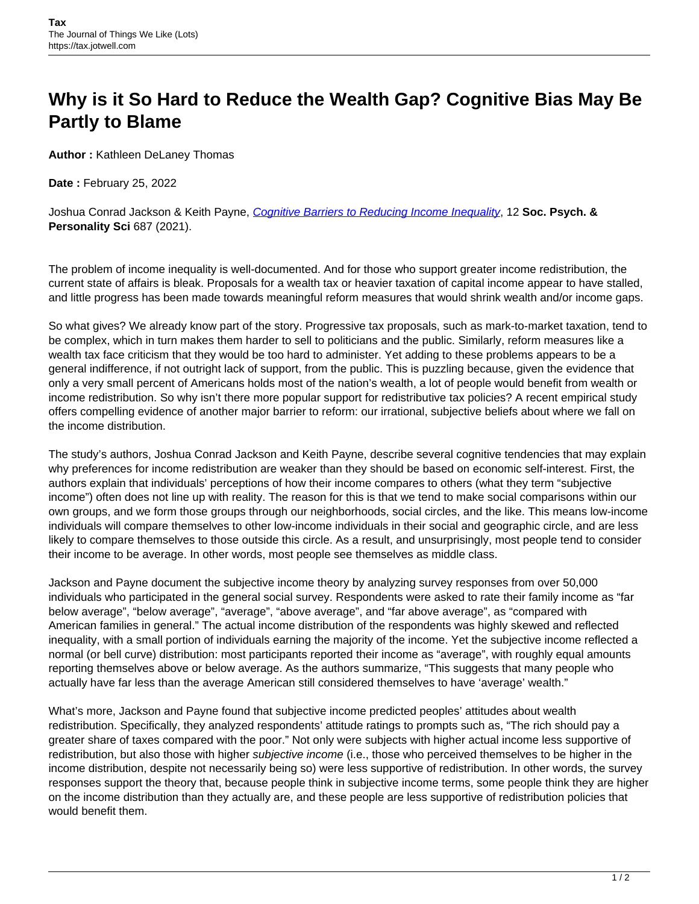# Why is it So Hard to Reduce the Wealth Gap? Cognitive Bias May Be Partly to Blame

**Author :** Kathleen DeLaney Thomas

**Date :** February 25, 2022

Joshua Conrad Jackson & Keith Payne, *Cognitive Barriers to Reducing Income Inequality*, 12 **Soc. Psych. & Personality Sci** 687 (2021).

The problem of income inequality is well-documented. And for those who support greater income redistribution, the current state of affairs is bleak. Proposals for a wealth tax or heavier taxation of capital income appear to have stalled, and little progress has been made towards meaningful reform measures that would shrink wealth and/or income gaps.

So what gives? We already know part of the story. Progressive tax proposals, such as mark-to-market taxation, tend to be complex, which in turn makes them harder to sell to politicians and the public. Similarly, reform measures like a wealth tax face criticism that they would be too hard to administer. Yet adding to these problems appears to be a general indifference, if not outright lack of support, from the public. This is puzzling because, given the evidence that only a very small percent of Americans holds most of the nation's wealth, a lot of people would benefit from wealth or income redistribution. So why isn't there more popular support for redistributive tax policies? A recent empirical study offers compelling evidence of another major barrier to reform: our irrational, subjective beliefs about where we fall on the income distribution.

The study's authors, Joshua Conrad Jackson and Keith Payne, describe several cognitive tendencies that may explain why preferences for income redistribution are weaker than they should be based on economic self-interest. First, the authors explain that individuals' perceptions of how their income compares to others (what they term "subjective income") often does not line up with reality. The reason for this is that we tend to make social comparisons within our own groups, and we form those groups through our neighborhoods, social circles, and the like. This means low-income individuals will compare themselves to other low-income individuals in their social and geographic circle, and are less likely to compare themselves to those outside this circle. As a result, and unsurprisingly, most people tend to consider their income to be average. In other words, most people see themselves as middle class.

Jackson and Payne document the subjective income theory by analyzing survey responses from over 50,000 individuals who participated in the general social survey. Respondents were asked to rate their family income as "far below average", "below average", "average", "above average", and "far above average", as "compared with American families in general." The actual income distribution of the respondents was highly skewed and reflected inequality, with a small portion of individuals earning the majority of the income. Yet the subjective income reflected a normal (or bell curve) distribution: most participants reported their income as "average", with roughly equal amounts reporting themselves above or below average. As the authors summarize, "This suggests that many people who actually have far less than the average American still considered themselves to have 'average' wealth."

What's more, Jackson and Payne found that subjective income predicted peoples' attitudes about wealth redistribution. Specifically, they analyzed respondents' attitude ratings to prompts such as, "The rich should pay a greater share of taxes compared with the poor." Not only were subjects with higher actual income less supportive of redistribution, but also those with higher *subjective income* (i.e., those who perceived themselves to be higher in the income distribution, despite not necessarily being so) were less supportive of redistribution. In other words, the survey responses support the theory that, because people think in subjective income terms, some people think they are higher on the income distribution than they actually are, and these people are less supportive of redistribution policies that would benefit them.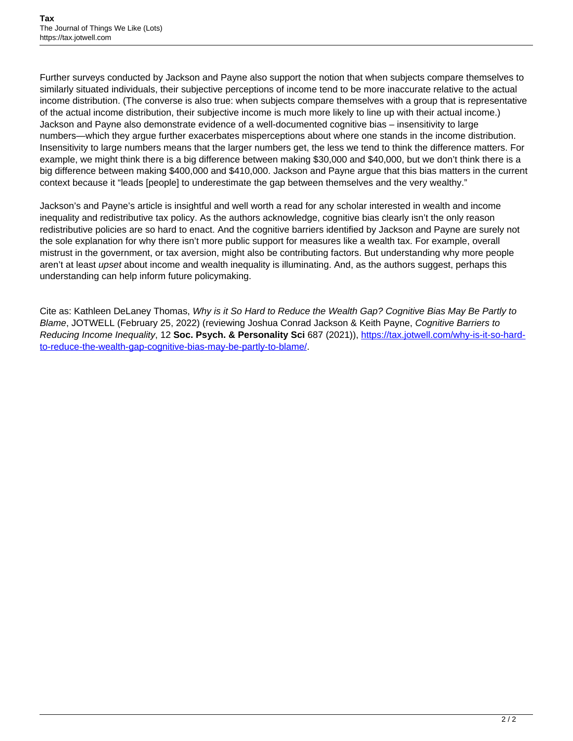Further surveys conducted by Jackson and Payne also support the notion that when subjects compare themselves to similarly situated individuals, their subjective perceptions of income tend to be more inaccurate relative to the actual income distribution. (The converse is also true: when subjects compare themselves with a group that is representative of the actual income distribution, their subjective income is much more likely to line up with their actual income.) Jackson and Payne also demonstrate evidence of a well-documented cognitive bias – insensitivity to large numbers—which they argue further exacerbates misperceptions about where one stands in the income distribution. Insensitivity to large numbers means that the larger numbers get, the less we tend to think the difference matters. For example, we might think there is a big difference between making $30,000 and $40,000, but we don't think there is a big difference between making $400,000 and $410,000. Jackson and Payne argue that this bias matters in the current context because it "leads [people] to underestimate the gap between themselves and the very wealthy."

Jackson's and Payne's article is insightful and well worth a read for any scholar interested in wealth and income inequality and redistributive tax policy. As the authors acknowledge, cognitive bias clearly isn't the only reason redistributive policies are so hard to enact. And the cognitive barriers identified by Jackson and Payne are surely not the sole explanation for why there isn't more public support for measures like a wealth tax. For example, overall mistrust in the government, or tax aversion, might also be contributing factors. But understanding why more people aren't at least *upset* about income and wealth inequality is illuminating. And, as the authors suggest, perhaps this understanding can help inform future policymaking.

Cite as: Kathleen DeLaney Thomas, *Why is it So Hard to Reduce the Wealth Gap? Cognitive Bias May Be Partly to Blame*, JOTWELL (February 25, 2022) (reviewing Joshua Conrad Jackson & Keith Payne, *Cognitive Barriers to Reducing Income Inequality*, 12 **Soc. Psych. & Personality Sci** 687 (2021)), https://tax.jotwell.com/why-is-it-so-hard-to-reduce-the-wealth-gap-cognitive-bias-may-be-partly-to-blame/.